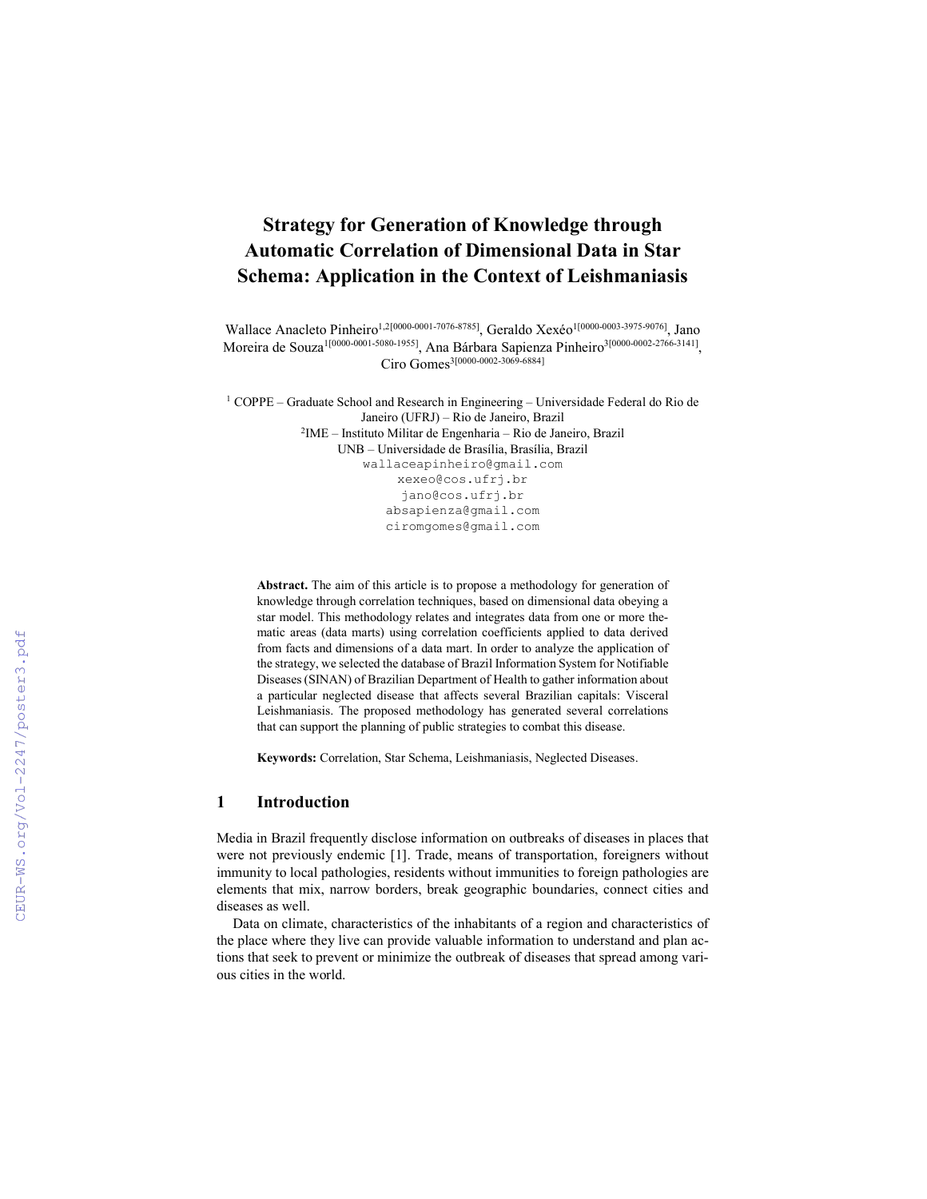# Strategy for Generation of Knowledge through Automatic Correlation of Dimensional Data in Star Schema: Application in the Context of Leishmaniasis

Wallace Anacleto Pinheiro[1,2][0000-0001-7076-8785], Geraldo Xexéo[1][0000-0003-3975-9076], Jano Moreira de Souza[1][0000-0001-5080-1955], Ana Bárbara Sapienza Pinheiro[3][0000-0002-2766-3141], Ciro Gomes[3][0000-0002-3069-6884]

[1] COPPE – Graduate School and Research in Engineering – Universidade Federal do Rio de Janeiro (UFRJ) – Rio de Janeiro, Brazil
[2]IME – Instituto Militar de Engenharia – Rio de Janeiro, Brazil
UNB – Universidade de Brasília, Brasília, Brazil
wallaceapinheiro@gmail.com
xexeo@cos.ufrj.br
jano@cos.ufrj.br
absapienza@gmail.com
ciromgomes@gmail.com

**Abstract.** The aim of this article is to propose a methodology for generation of knowledge through correlation techniques, based on dimensional data obeying a star model. This methodology relates and integrates data from one or more thematic areas (data marts) using correlation coefficients applied to data derived from facts and dimensions of a data mart. In order to analyze the application of the strategy, we selected the database of Brazil Information System for Notifiable Diseases (SINAN) of Brazilian Department of Health to gather information about a particular neglected disease that affects several Brazilian capitals: Visceral Leishmaniasis. The proposed methodology has generated several correlations that can support the planning of public strategies to combat this disease.

**Keywords:** Correlation, Star Schema, Leishmaniasis, Neglected Diseases.

## 1 Introduction

Media in Brazil frequently disclose information on outbreaks of diseases in places that were not previously endemic [1]. Trade, means of transportation, foreigners without immunity to local pathologies, residents without immunities to foreign pathologies are elements that mix, narrow borders, break geographic boundaries, connect cities and diseases as well.

Data on climate, characteristics of the inhabitants of a region and characteristics of the place where they live can provide valuable information to understand and plan actions that seek to prevent or minimize the outbreak of diseases that spread among various cities in the world.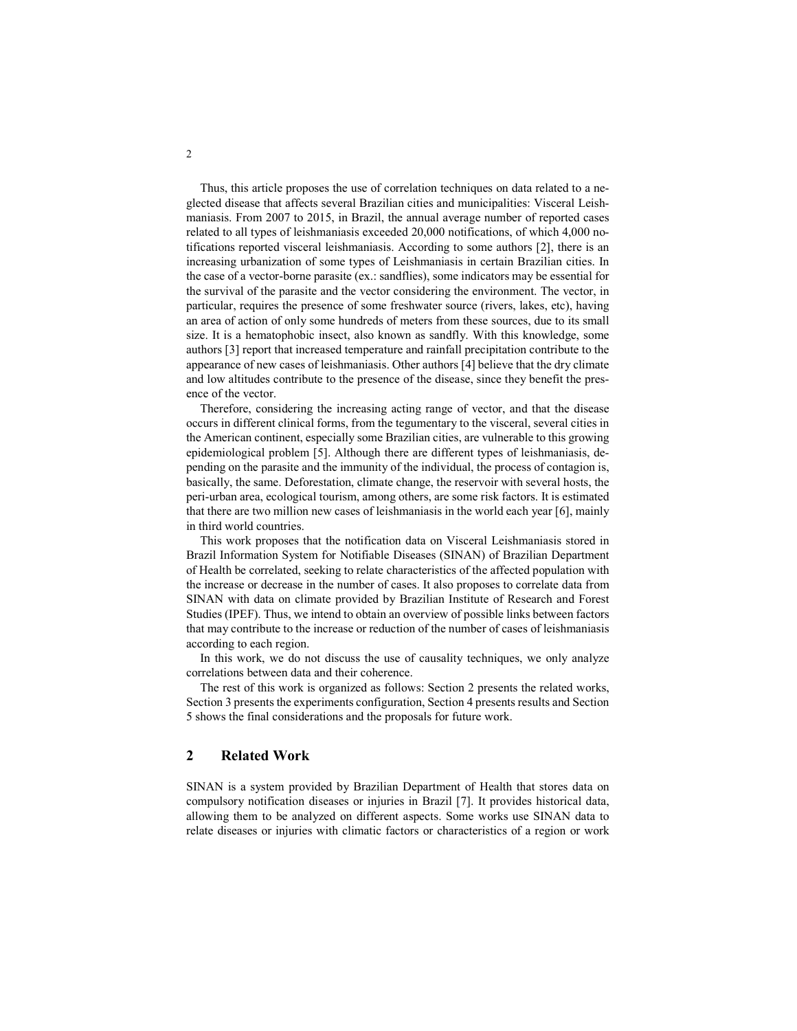Thus, this article proposes the use of correlation techniques on data related to a neglected disease that affects several Brazilian cities and municipalities: Visceral Leishmaniasis. From 2007 to 2015, in Brazil, the annual average number of reported cases related to all types of leishmaniasis exceeded 20,000 notifications, of which 4,000 notifications reported visceral leishmaniasis. According to some authors [2], there is an increasing urbanization of some types of Leishmaniasis in certain Brazilian cities. In the case of a vector-borne parasite (ex.: sandflies), some indicators may be essential for the survival of the parasite and the vector considering the environment. The vector, in particular, requires the presence of some freshwater source (rivers, lakes, etc), having an area of action of only some hundreds of meters from these sources, due to its small size. It is a hematophobic insect, also known as sandfly. With this knowledge, some authors [3] report that increased temperature and rainfall precipitation contribute to the appearance of new cases of leishmaniasis. Other authors [4] believe that the dry climate and low altitudes contribute to the presence of the disease, since they benefit the presence of the vector.

Therefore, considering the increasing acting range of vector, and that the disease occurs in different clinical forms, from the tegumentary to the visceral, several cities in the American continent, especially some Brazilian cities, are vulnerable to this growing epidemiological problem [5]. Although there are different types of leishmaniasis, depending on the parasite and the immunity of the individual, the process of contagion is, basically, the same. Deforestation, climate change, the reservoir with several hosts, the peri-urban area, ecological tourism, among others, are some risk factors. It is estimated that there are two million new cases of leishmaniasis in the world each year [6], mainly in third world countries.

This work proposes that the notification data on Visceral Leishmaniasis stored in Brazil Information System for Notifiable Diseases (SINAN) of Brazilian Department of Health be correlated, seeking to relate characteristics of the affected population with the increase or decrease in the number of cases. It also proposes to correlate data from SINAN with data on climate provided by Brazilian Institute of Research and Forest Studies (IPEF). Thus, we intend to obtain an overview of possible links between factors that may contribute to the increase or reduction of the number of cases of leishmaniasis according to each region.

In this work, we do not discuss the use of causality techniques, we only analyze correlations between data and their coherence.

The rest of this work is organized as follows: Section 2 presents the related works, Section 3 presents the experiments configuration, Section 4 presents results and Section 5 shows the final considerations and the proposals for future work.

## 2 Related Work

SINAN is a system provided by Brazilian Department of Health that stores data on compulsory notification diseases or injuries in Brazil [7]. It provides historical data, allowing them to be analyzed on different aspects. Some works use SINAN data to relate diseases or injuries with climatic factors or characteristics of a region or work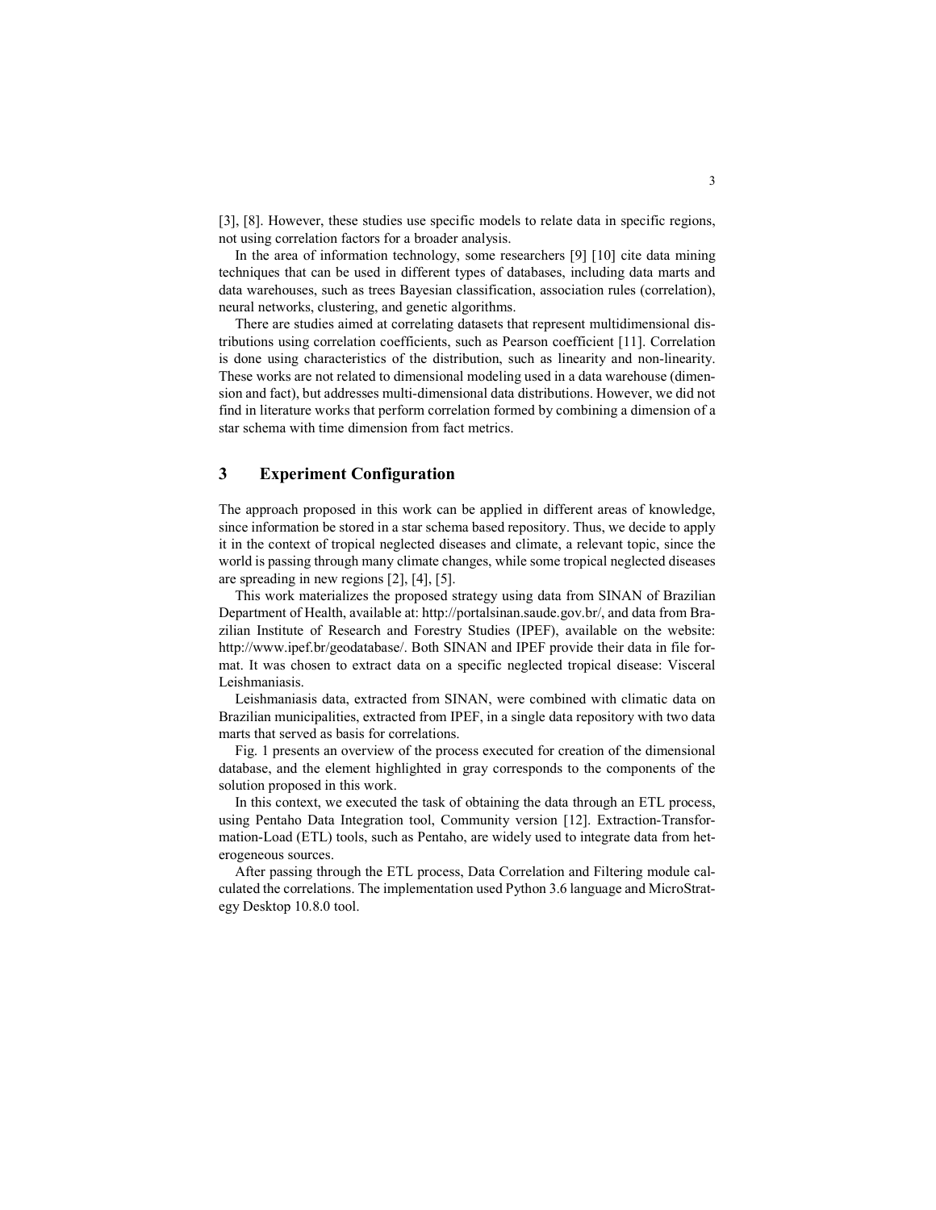[3], [8]. However, these studies use specific models to relate data in specific regions, not using correlation factors for a broader analysis.

In the area of information technology, some researchers [9] [10] cite data mining techniques that can be used in different types of databases, including data marts and data warehouses, such as trees Bayesian classification, association rules (correlation), neural networks, clustering, and genetic algorithms.

There are studies aimed at correlating datasets that represent multidimensional distributions using correlation coefficients, such as Pearson coefficient [11]. Correlation is done using characteristics of the distribution, such as linearity and non-linearity. These works are not related to dimensional modeling used in a data warehouse (dimension and fact), but addresses multi-dimensional data distributions. However, we did not find in literature works that perform correlation formed by combining a dimension of a star schema with time dimension from fact metrics.

## 3 Experiment Configuration

The approach proposed in this work can be applied in different areas of knowledge, since information be stored in a star schema based repository. Thus, we decide to apply it in the context of tropical neglected diseases and climate, a relevant topic, since the world is passing through many climate changes, while some tropical neglected diseases are spreading in new regions [2], [4], [5].

This work materializes the proposed strategy using data from SINAN of Brazilian Department of Health, available at: http://portalsinan.saude.gov.br/, and data from Brazilian Institute of Research and Forestry Studies (IPEF), available on the website: http://www.ipef.br/geodatabase/. Both SINAN and IPEF provide their data in file format. It was chosen to extract data on a specific neglected tropical disease: Visceral Leishmaniasis.

Leishmaniasis data, extracted from SINAN, were combined with climatic data on Brazilian municipalities, extracted from IPEF, in a single data repository with two data marts that served as basis for correlations.

Fig. 1 presents an overview of the process executed for creation of the dimensional database, and the element highlighted in gray corresponds to the components of the solution proposed in this work.

In this context, we executed the task of obtaining the data through an ETL process, using Pentaho Data Integration tool, Community version [12]. Extraction-Transformation-Load (ETL) tools, such as Pentaho, are widely used to integrate data from heterogeneous sources.

After passing through the ETL process, Data Correlation and Filtering module calculated the correlations. The implementation used Python 3.6 language and MicroStrategy Desktop 10.8.0 tool.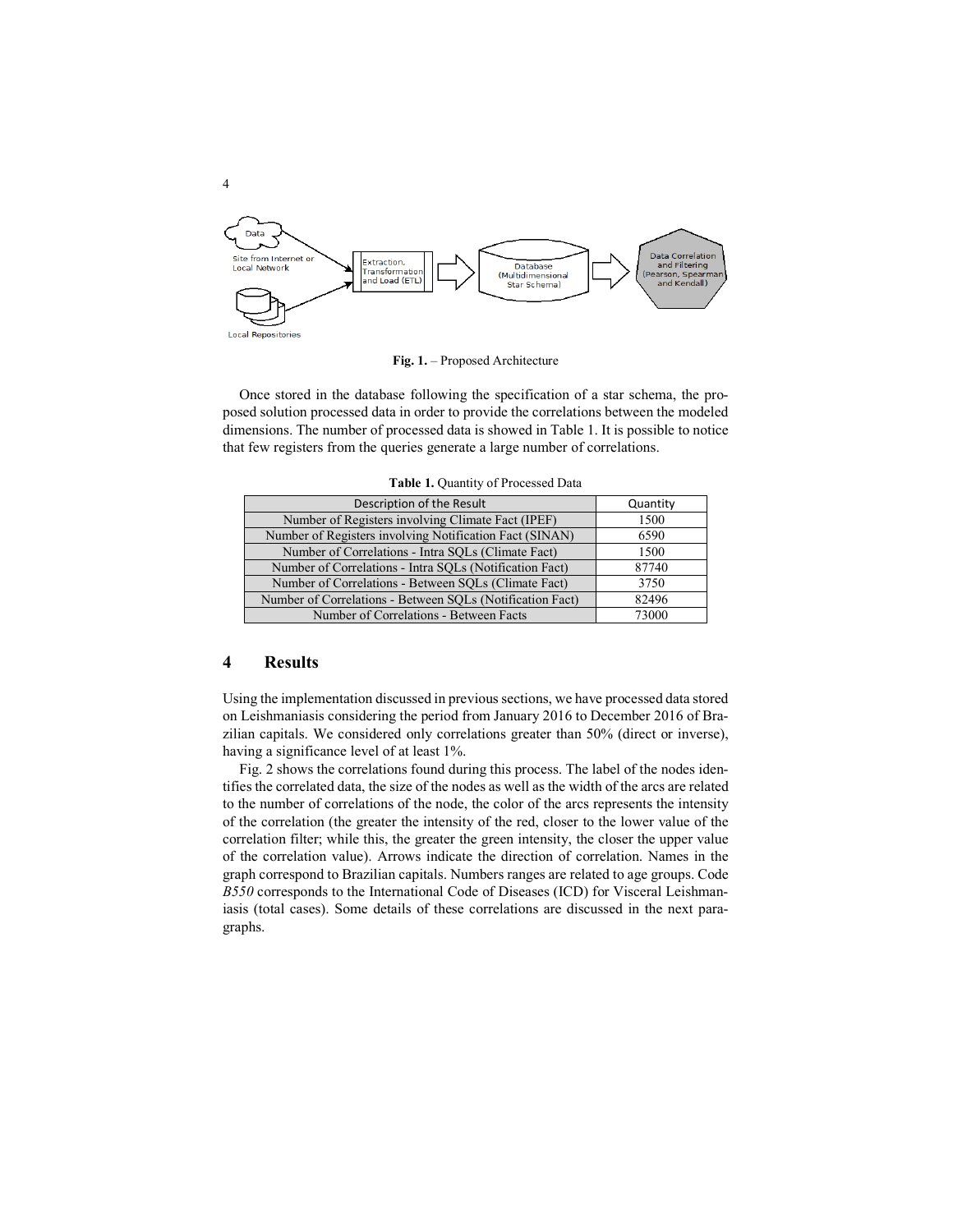**Fig. 1.** – Proposed Architecture

Once stored in the database following the specification of a star schema, the proposed solution processed data in order to provide the correlations between the modeled dimensions. The number of processed data is showed in Table 1. It is possible to notice that few registers from the queries generate a large number of correlations.

**Table 1.** Quantity of Processed Data

| Description of the Result | Quantity |
| --- | --- |
| Number of Registers involving Climate Fact (IPEF) | 1500 |
| Number of Registers involving Notification Fact (SINAN) | 6590 |
| Number of Correlations - Intra SQLs (Climate Fact) | 1500 |
| Number of Correlations - Intra SQLs (Notification Fact) | 87740 |
| Number of Correlations - Between SQLs (Climate Fact) | 3750 |
| Number of Correlations - Between SQLs (Notification Fact) | 82496 |
| Number of Correlations - Between Facts | 73000 |

## 4 Results

Using the implementation discussed in previous sections, we have processed data stored on Leishmaniasis considering the period from January 2016 to December 2016 of Brazilian capitals. We considered only correlations greater than 50% (direct or inverse), having a significance level of at least 1%.

Fig. 2 shows the correlations found during this process. The label of the nodes identifies the correlated data, the size of the nodes as well as the width of the arcs are related to the number of correlations of the node, the color of the arcs represents the intensity of the correlation (the greater the intensity of the red, closer to the lower value of the correlation filter; while this, the greater the green intensity, the closer the upper value of the correlation value). Arrows indicate the direction of correlation. Names in the graph correspond to Brazilian capitals. Numbers ranges are related to age groups. Code *B550* corresponds to the International Code of Diseases (ICD) for Visceral Leishmaniasis (total cases). Some details of these correlations are discussed in the next paragraphs.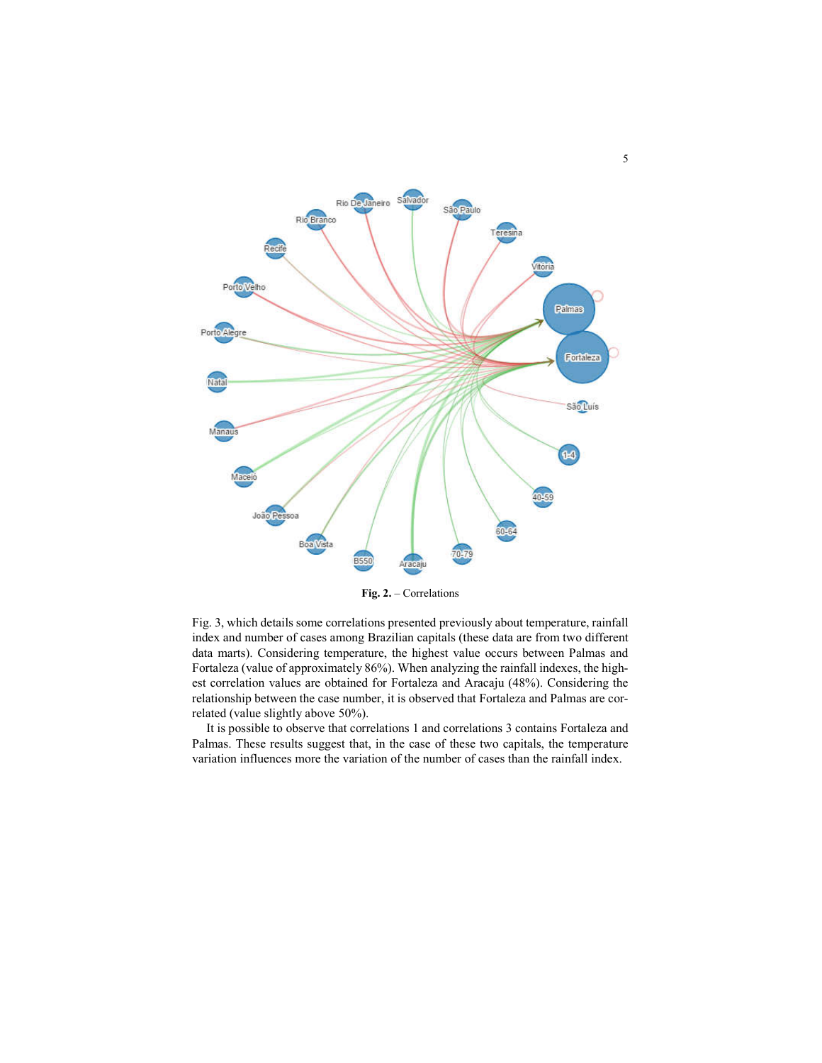Fig. 2. – Correlations

Fig. 3, which details some correlations presented previously about temperature, rainfall index and number of cases among Brazilian capitals (these data are from two different data marts). Considering temperature, the highest value occurs between Palmas and Fortaleza (value of approximately 86%). When analyzing the rainfall indexes, the highest correlation values are obtained for Fortaleza and Aracaju (48%). Considering the relationship between the case number, it is observed that Fortaleza and Palmas are correlated (value slightly above 50%).

It is possible to observe that correlations 1 and correlations 3 contains Fortaleza and Palmas. These results suggest that, in the case of these two capitals, the temperature variation influences more the variation of the number of cases than the rainfall index.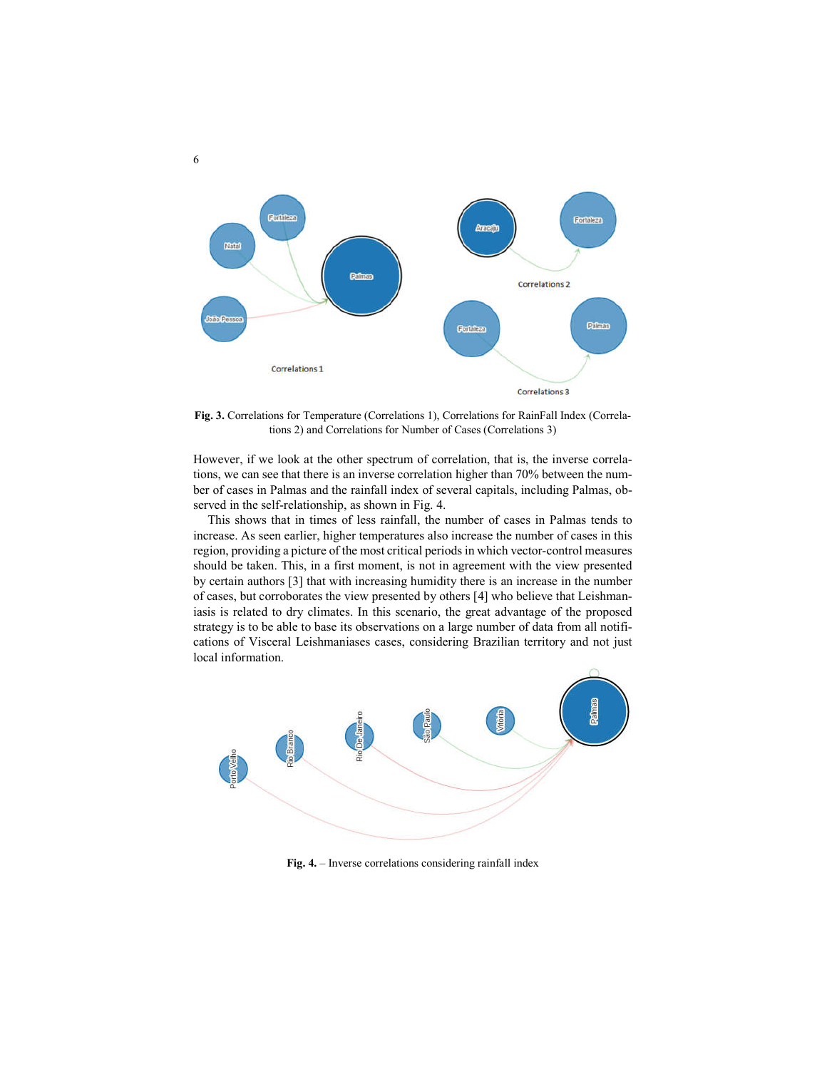**Fig. 3.** Correlations for Temperature (Correlations 1), Correlations for RainFall Index (Correlations 2) and Correlations for Number of Cases (Correlations 3)

However, if we look at the other spectrum of correlation, that is, the inverse correlations, we can see that there is an inverse correlation higher than 70% between the number of cases in Palmas and the rainfall index of several capitals, including Palmas, observed in the self-relationship, as shown in Fig. 4.

This shows that in times of less rainfall, the number of cases in Palmas tends to increase. As seen earlier, higher temperatures also increase the number of cases in this region, providing a picture of the most critical periods in which vector-control measures should be taken. This, in a first moment, is not in agreement with the view presented by certain authors [3] that with increasing humidity there is an increase in the number of cases, but corroborates the view presented by others [4] who believe that Leishmaniasis is related to dry climates. In this scenario, the great advantage of the proposed strategy is to be able to base its observations on a large number of data from all notifications of Visceral Leishmaniases cases, considering Brazilian territory and not just local information.

**Fig. 4.** – Inverse correlations considering rainfall index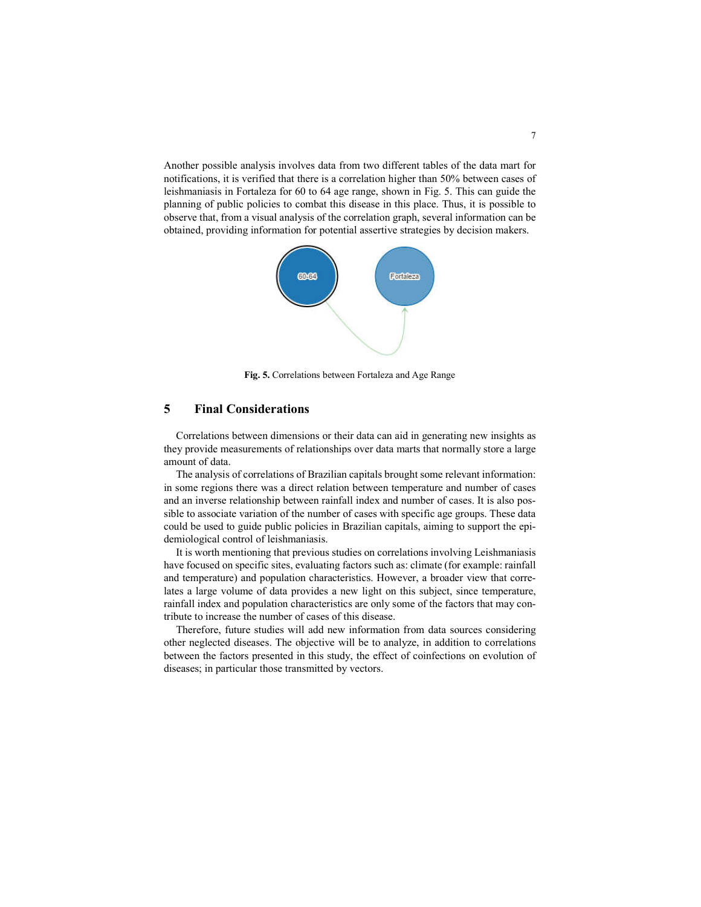Another possible analysis involves data from two different tables of the data mart for notifications, it is verified that there is a correlation higher than 50% between cases of leishmaniasis in Fortaleza for 60 to 64 age range, shown in Fig. 5. This can guide the planning of public policies to combat this disease in this place. Thus, it is possible to observe that, from a visual analysis of the correlation graph, several information can be obtained, providing information for potential assertive strategies by decision makers.

**Fig. 5.** Correlations between Fortaleza and Age Range

## 5 Final Considerations

Correlations between dimensions or their data can aid in generating new insights as they provide measurements of relationships over data marts that normally store a large amount of data.

The analysis of correlations of Brazilian capitals brought some relevant information: in some regions there was a direct relation between temperature and number of cases and an inverse relationship between rainfall index and number of cases. It is also possible to associate variation of the number of cases with specific age groups. These data could be used to guide public policies in Brazilian capitals, aiming to support the epidemiological control of leishmaniasis.

It is worth mentioning that previous studies on correlations involving Leishmaniasis have focused on specific sites, evaluating factors such as: climate (for example: rainfall and temperature) and population characteristics. However, a broader view that correlates a large volume of data provides a new light on this subject, since temperature, rainfall index and population characteristics are only some of the factors that may contribute to increase the number of cases of this disease.

Therefore, future studies will add new information from data sources considering other neglected diseases. The objective will be to analyze, in addition to correlations between the factors presented in this study, the effect of coinfections on evolution of diseases; in particular those transmitted by vectors.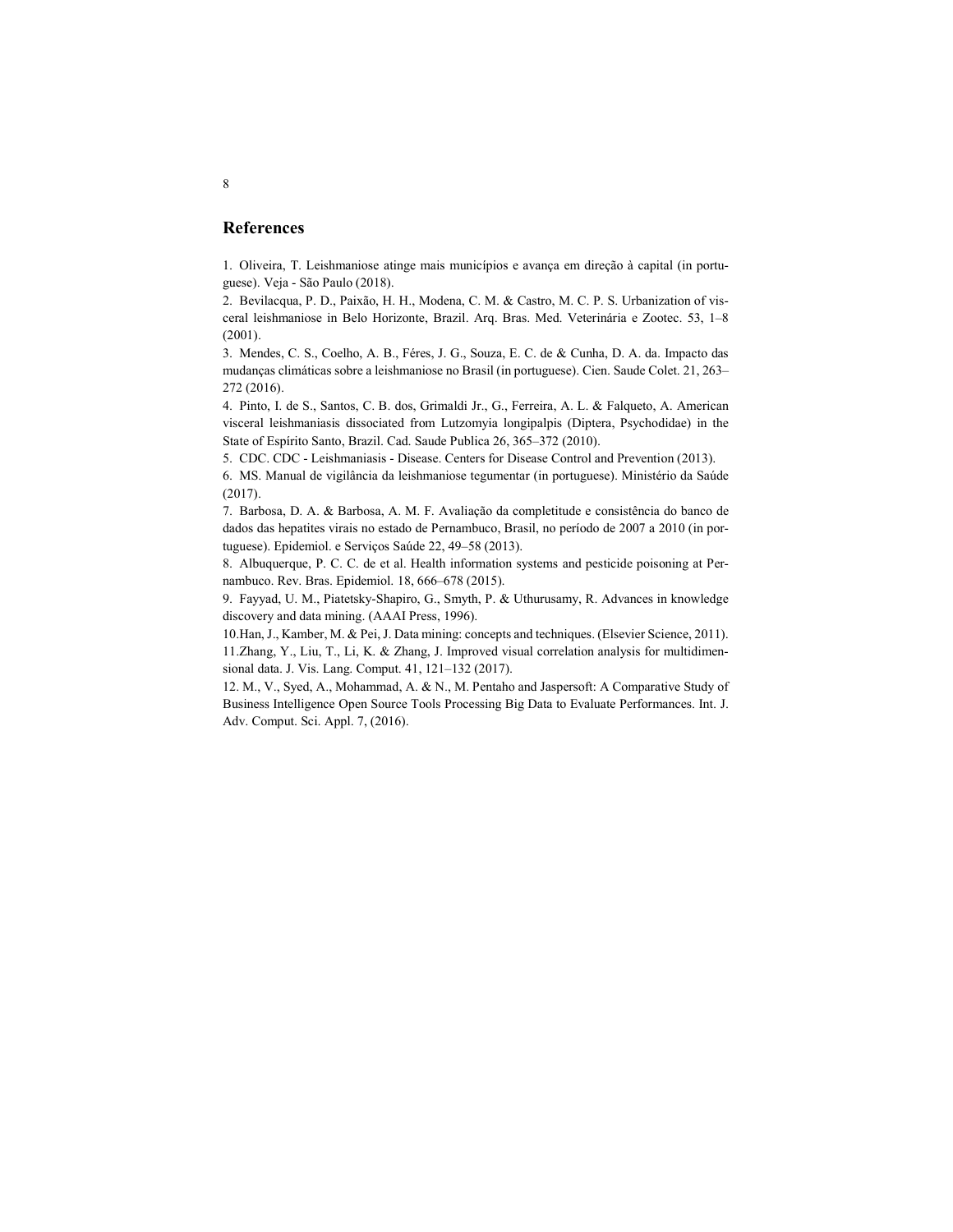## References

1. Oliveira, T. Leishmaniose atinge mais municípios e avança em direção à capital (in portuguese). Veja - São Paulo (2018).
2. Bevilacqua, P. D., Paixão, H. H., Modena, C. M. & Castro, M. C. P. S. Urbanization of visceral leishmaniose in Belo Horizonte, Brazil. Arq. Bras. Med. Veterinária e Zootec. 53, 1–8 (2001).
3. Mendes, C. S., Coelho, A. B., Féres, J. G., Souza, E. C. de & Cunha, D. A. da. Impacto das mudanças climáticas sobre a leishmaniose no Brasil (in portuguese). Cien. Saude Colet. 21, 263–272 (2016).
4. Pinto, I. de S., Santos, C. B. dos, Grimaldi Jr., G., Ferreira, A. L. & Falqueto, A. American visceral leishmaniasis dissociated from Lutzomyia longipalpis (Diptera, Psychodidae) in the State of Espírito Santo, Brazil. Cad. Saude Publica 26, 365–372 (2010).
5. CDC. CDC - Leishmaniasis - Disease. Centers for Disease Control and Prevention (2013).
6. MS. Manual de vigilância da leishmaniose tegumentar (in portuguese). Ministério da Saúde (2017).
7. Barbosa, D. A. & Barbosa, A. M. F. Avaliação da completitude e consistência do banco de dados das hepatites virais no estado de Pernambuco, Brasil, no período de 2007 a 2010 (in portuguese). Epidemiol. e Serviços Saúde 22, 49–58 (2013).
8. Albuquerque, P. C. C. de et al. Health information systems and pesticide poisoning at Pernambuco. Rev. Bras. Epidemiol. 18, 666–678 (2015).
9. Fayyad, U. M., Piatetsky-Shapiro, G., Smyth, P. & Uthurusamy, R. Advances in knowledge discovery and data mining. (AAAI Press, 1996).
10. Han, J., Kamber, M. & Pei, J. Data mining: concepts and techniques. (Elsevier Science, 2011).
11. Zhang, Y., Liu, T., Li, K. & Zhang, J. Improved visual correlation analysis for multidimensional data. J. Vis. Lang. Comput. 41, 121–132 (2017).
12. M., V., Syed, A., Mohammad, A. & N., M. Pentaho and Jaspersoft: A Comparative Study of Business Intelligence Open Source Tools Processing Big Data to Evaluate Performances. Int. J. Adv. Comput. Sci. Appl. 7, (2016).